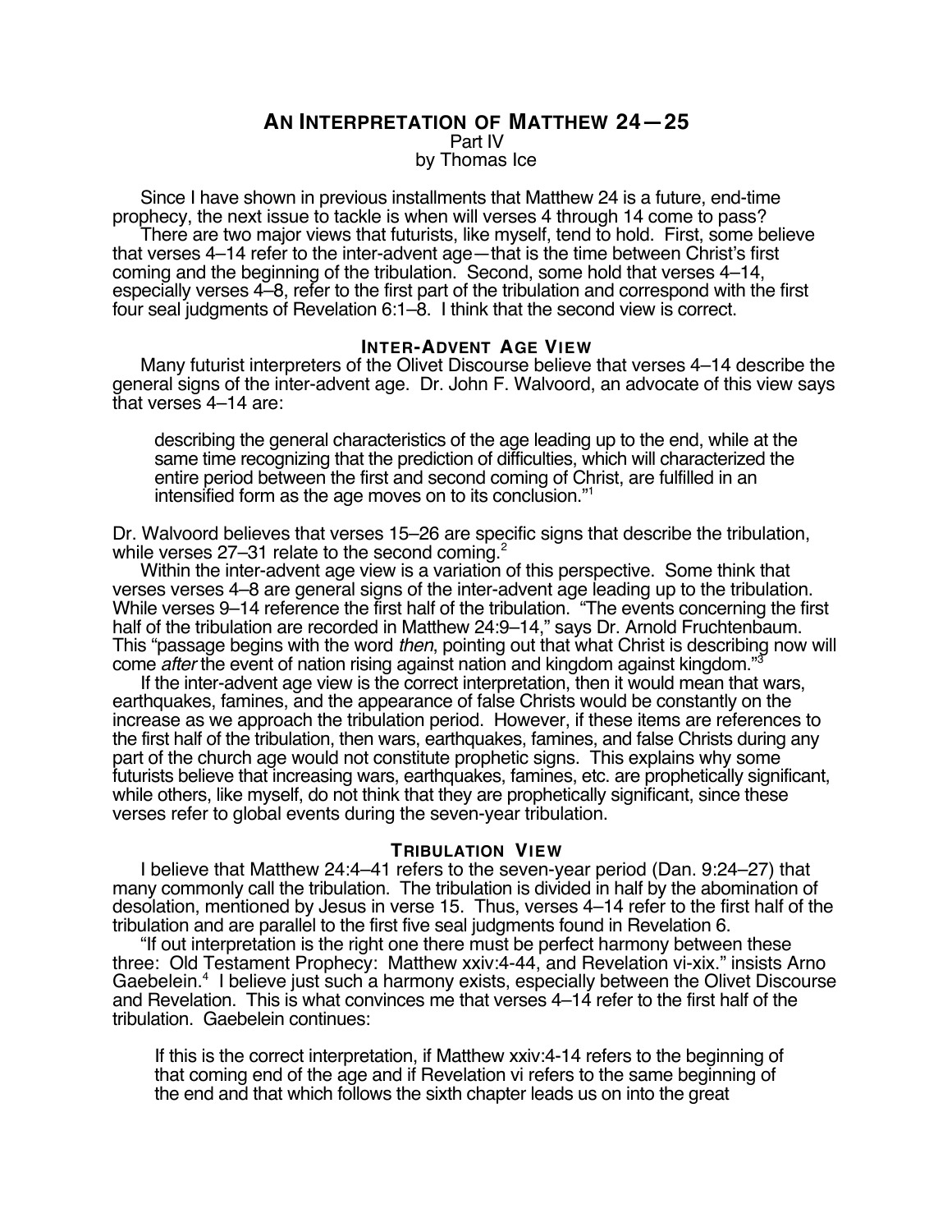# AN INTERPRETATION OF MATTHEW 24—25

Part IV

by Thomas Ice

Since I have shown in previous installments that Matthew 24 is a future, end-time prophecy, the next issue to tackle is when will verses 4 through 14 come to pass?

There are two major views that futurists, like myself, tend to hold. First, some believe that verses 4–14 refer to the inter-advent age—that is the time between Christ's first coming and the beginning of the tribulation. Second, some hold that verses 4–14, especially verses 4–8, refer to the first part of the tribulation and correspond with the first four seal judgments of Revelation 6:1–8. I think that the second view is correct.

## INTER-ADVENT AGE VIEW

Many futurist interpreters of the Olivet Discourse believe that verses 4–14 describe the general signs of the inter-advent age. Dr. John F. Walvoord, an advocate of this view says that verses 4–14 are:

> describing the general characteristics of the age leading up to the end, while at the same time recognizing that the prediction of difficulties, which will characterized the entire period between the first and second coming of Christ, are fulfilled in an intensified form as the age moves on to its conclusion."[1]

Dr. Walvoord believes that verses 15–26 are specific signs that describe the tribulation, while verses 27–31 relate to the second coming.[2]

Within the inter-advent age view is a variation of this perspective. Some think that verses verses 4–8 are general signs of the inter-advent age leading up to the tribulation. While verses 9–14 reference the first half of the tribulation. "The events concerning the first half of the tribulation are recorded in Matthew 24:9–14," says Dr. Arnold Fruchtenbaum. This "passage begins with the word *then*, pointing out that what Christ is describing now will come *after* the event of nation rising against nation and kingdom against kingdom."[3]

If the inter-advent age view is the correct interpretation, then it would mean that wars, earthquakes, famines, and the appearance of false Christs would be constantly on the increase as we approach the tribulation period. However, if these items are references to the first half of the tribulation, then wars, earthquakes, famines, and false Christs during any part of the church age would not constitute prophetic signs. This explains why some futurists believe that increasing wars, earthquakes, famines, etc. are prophetically significant, while others, like myself, do not think that they are prophetically significant, since these verses refer to global events during the seven-year tribulation.

## TRIBULATION VIEW

I believe that Matthew 24:4–41 refers to the seven-year period (Dan. 9:24–27) that many commonly call the tribulation. The tribulation is divided in half by the abomination of desolation, mentioned by Jesus in verse 15. Thus, verses 4–14 refer to the first half of the tribulation and are parallel to the first five seal judgments found in Revelation 6.

"If out interpretation is the right one there must be perfect harmony between these three: Old Testament Prophecy: Matthew xxiv:4-44, and Revelation vi-xix." insists Arno Gaebelein.[4] I believe just such a harmony exists, especially between the Olivet Discourse and Revelation. This is what convinces me that verses 4–14 refer to the first half of the tribulation. Gaebelein continues:

> If this is the correct interpretation, if Matthew xxiv:4-14 refers to the beginning of that coming end of the age and if Revelation vi refers to the same beginning of the end and that which follows the sixth chapter leads us on into the great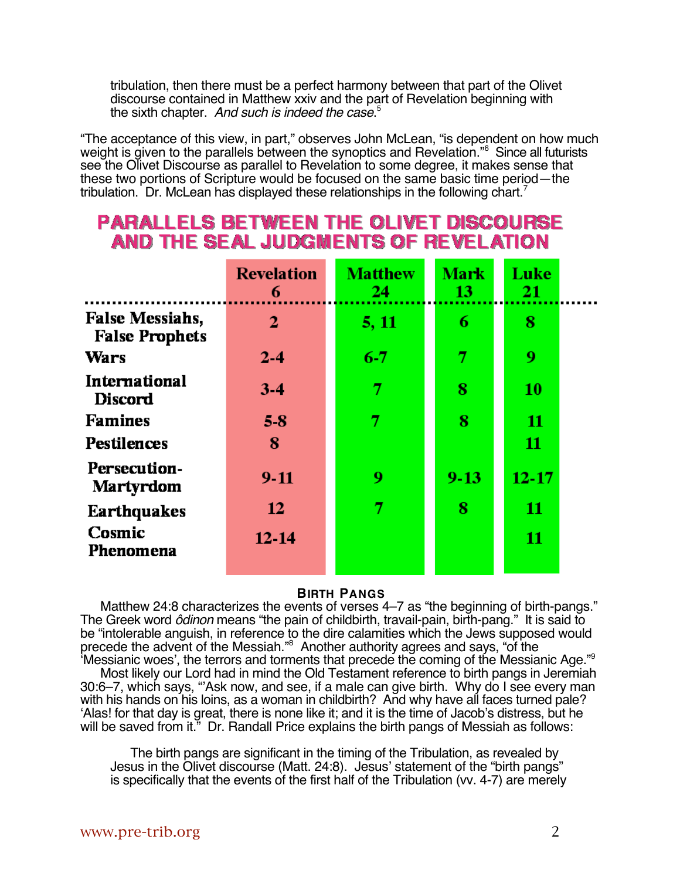> tribulation, then there must be a perfect harmony between that part of the Olivet discourse contained in Matthew xxiv and the part of Revelation beginning with the sixth chapter. *And such is indeed the case.*[5]

"The acceptance of this view, in part," observes John McLean, "is dependent on how much weight is given to the parallels between the synoptics and Revelation."[6] Since all futurists see the Olivet Discourse as parallel to Revelation to some degree, it makes sense that these two portions of Scripture would be focused on the same basic time period—the tribulation. Dr. McLean has displayed these relationships in the following chart.[7]

## PARALLELS BETWEEN THE OLIVET DISCOURSE AND THE SEAL JUDGMENTS OF REVELATION

| | Revelation 6 | Matthew 24 | Mark 13 | Luke 21 |
|---|---|---|---|---|
| False Messiahs, False Prophets | 2 | 5, 11 | 6 | 8 |
| Wars | 2-4 | 6-7 | 7 | 9 |
| International Discord | 3-4 | 7 | 8 | 10 |
| Famines | 5-8 | 7 | 8 | 11 |
| Pestilences | 8 | | | 11 |
| Persecution-Martyrdom | 9-11 | 9 | 9-13 | 12-17 |
| Earthquakes | 12 | 7 | 8 | 11 |
| Cosmic Phenomena | 12-14 | | | 11 |

### BIRTH PANGS

Matthew 24:8 characterizes the events of verses 4–7 as "the beginning of birth-pangs." The Greek word *ódinon* means "the pain of childbirth, travail-pain, birth-pang." It is said to be "intolerable anguish, in reference to the dire calamities which the Jews supposed would precede the advent of the Messiah."[8] Another authority agrees and says, "of the 'Messianic woes', the terrors and torments that precede the coming of the Messianic Age."[9]

Most likely our Lord had in mind the Old Testament reference to birth pangs in Jeremiah 30:6–7, which says, "'Ask now, and see, if a male can give birth. Why do I see every man with his hands on his loins, as a woman in childbirth? And why have all faces turned pale? 'Alas! for that day is great, there is none like it; and it is the time of Jacob's distress, but he will be saved from it." Dr. Randall Price explains the birth pangs of Messiah as follows:

> The birth pangs are significant in the timing of the Tribulation, as revealed by Jesus in the Olivet discourse (Matt. 24:8). Jesus' statement of the "birth pangs" is specifically that the events of the first half of the Tribulation (vv. 4-7) are merely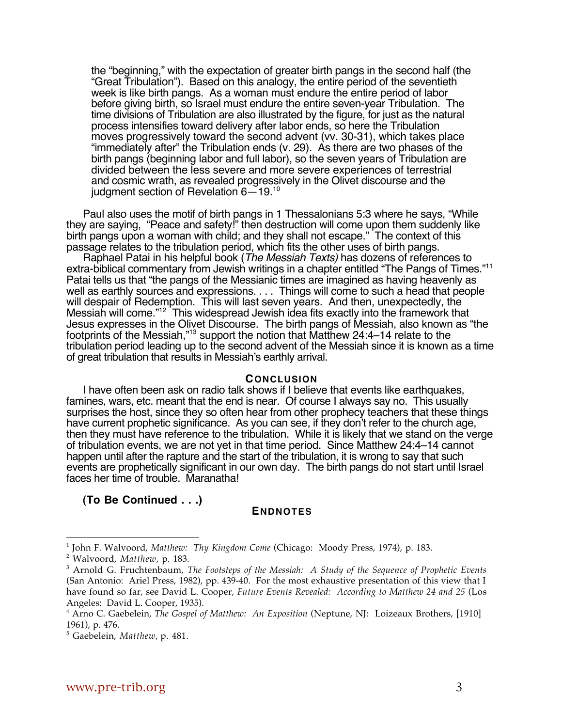the "beginning," with the expectation of greater birth pangs in the second half (the "Great Tribulation"). Based on this analogy, the entire period of the seventieth week is like birth pangs. As a woman must endure the entire period of labor before giving birth, so Israel must endure the entire seven-year Tribulation. The time divisions of Tribulation are also illustrated by the figure, for just as the natural process intensifies toward delivery after labor ends, so here the Tribulation moves progressively toward the second advent (vv. 30-31), which takes place "immediately after" the Tribulation ends (v. 29). As there are two phases of the birth pangs (beginning labor and full labor), so the seven years of Tribulation are divided between the less severe and more severe experiences of terrestrial and cosmic wrath, as revealed progressively in the Olivet discourse and the judgment section of Revelation 6—19.[10]

Paul also uses the motif of birth pangs in 1 Thessalonians 5:3 where he says, "While they are saying, "Peace and safety!" then destruction will come upon them suddenly like birth pangs upon a woman with child; and they shall not escape." The context of this passage relates to the tribulation period, which fits the other uses of birth pangs.

Raphael Patai in his helpful book (*The Messiah Texts)* has dozens of references to extra-biblical commentary from Jewish writings in a chapter entitled "The Pangs of Times."[11] Patai tells us that "the pangs of the Messianic times are imagined as having heavenly as well as earthly sources and expressions. . . . Things will come to such a head that people will despair of Redemption. This will last seven years. And then, unexpectedly, the Messiah will come."[12] This widespread Jewish idea fits exactly into the framework that Jesus expresses in the Olivet Discourse. The birth pangs of Messiah, also known as "the footprints of the Messiah,"[13] support the notion that Matthew 24:4–14 relate to the tribulation period leading up to the second advent of the Messiah since it is known as a time of great tribulation that results in Messiah's earthly arrival.

## CONCLUSION

I have often been ask on radio talk shows if I believe that events like earthquakes, famines, wars, etc. meant that the end is near. Of course I always say no. This usually surprises the host, since they so often hear from other prophecy teachers that these things have current prophetic significance. As you can see, if they don't refer to the church age, then they must have reference to the tribulation. While it is likely that we stand on the verge of tribulation events, we are not yet in that time period. Since Matthew 24:4–14 cannot happen until after the rapture and the start of the tribulation, it is wrong to say that such events are prophetically significant in our own day. The birth pangs do not start until Israel faces her time of trouble. Maranatha!

**(To Be Continued . . .)**

## ENDNOTES

[1] John F. Walvoord, *Matthew: Thy Kingdom Come* (Chicago: Moody Press, 1974), p. 183.

[2] Walvoord, *Matthew*, p. 183.

[3] Arnold G. Fruchtenbaum, *The Footsteps of the Messiah: A Study of the Sequence of Prophetic Events* (San Antonio: Ariel Press, 1982), pp. 439-40. For the most exhaustive presentation of this view that I have found so far, see David L. Cooper, *Future Events Revealed: According to Matthew 24 and 25* (Los Angeles: David L. Cooper, 1935).

[4] Arno C. Gaebelein, *The Gospel of Matthew: An Exposition* (Neptune, NJ: Loizeaux Brothers, [1910] 1961), p. 476.

[5] Gaebelein, *Matthew*, p. 481.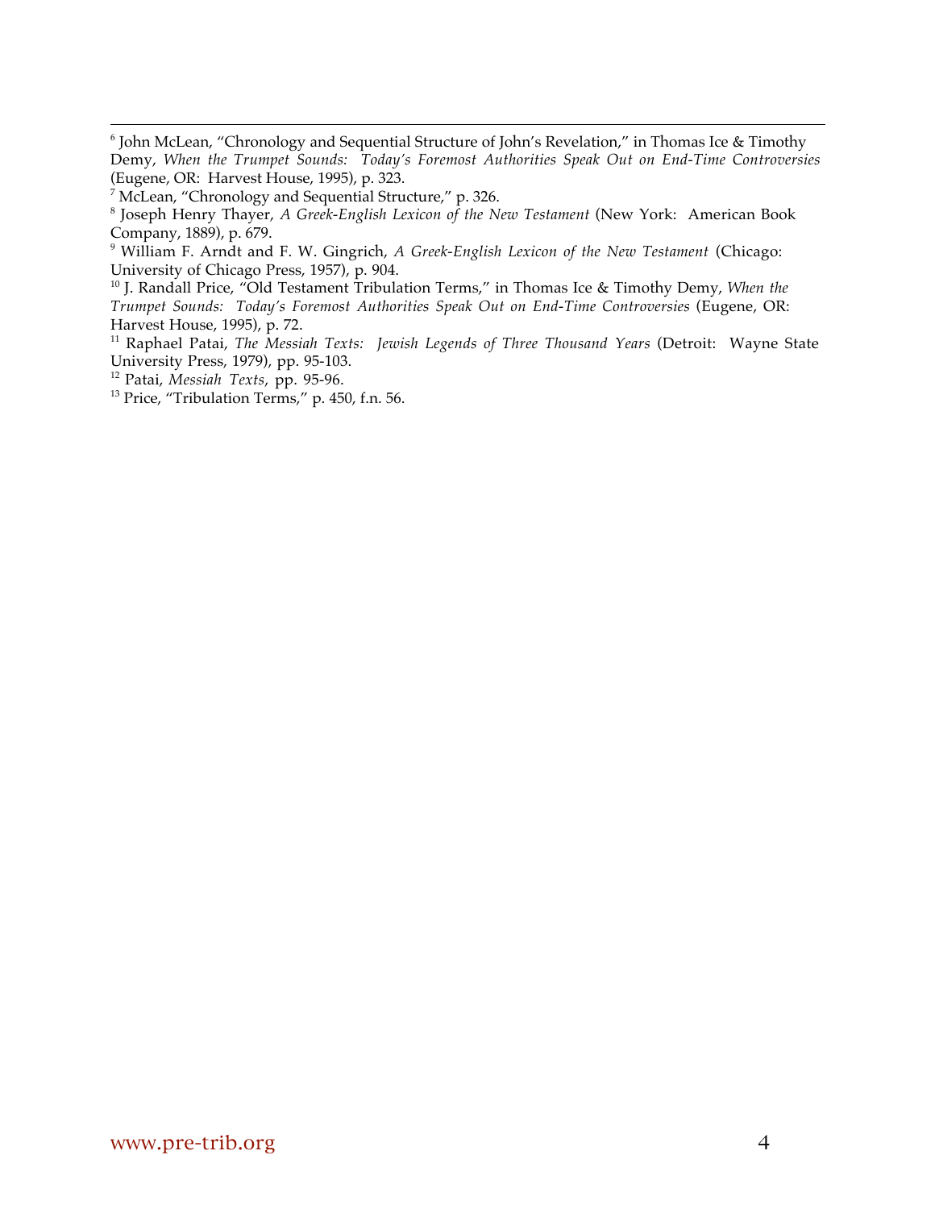[6] John McLean, "Chronology and Sequential Structure of John's Revelation," in Thomas Ice & Timothy Demy, *When the Trumpet Sounds: Today's Foremost Authorities Speak Out on End-Time Controversies* (Eugene, OR: Harvest House, 1995), p. 323.

[7] McLean, "Chronology and Sequential Structure," p. 326.

[8] Joseph Henry Thayer, *A Greek-English Lexicon of the New Testament* (New York: American Book Company, 1889), p. 679.

[9] William F. Arndt and F. W. Gingrich, *A Greek-English Lexicon of the New Testament* (Chicago: University of Chicago Press, 1957), p. 904.

[10] J. Randall Price, "Old Testament Tribulation Terms," in Thomas Ice & Timothy Demy, *When the Trumpet Sounds: Today's Foremost Authorities Speak Out on End-Time Controversies* (Eugene, OR: Harvest House, 1995), p. 72.

[11] Raphael Patai, *The Messiah Texts: Jewish Legends of Three Thousand Years* (Detroit: Wayne State University Press, 1979), pp. 95-103.

[12] Patai, *Messiah Texts*, pp. 95-96.

[13] Price, "Tribulation Terms," p. 450, f.n. 56.

www.pre-trib.org